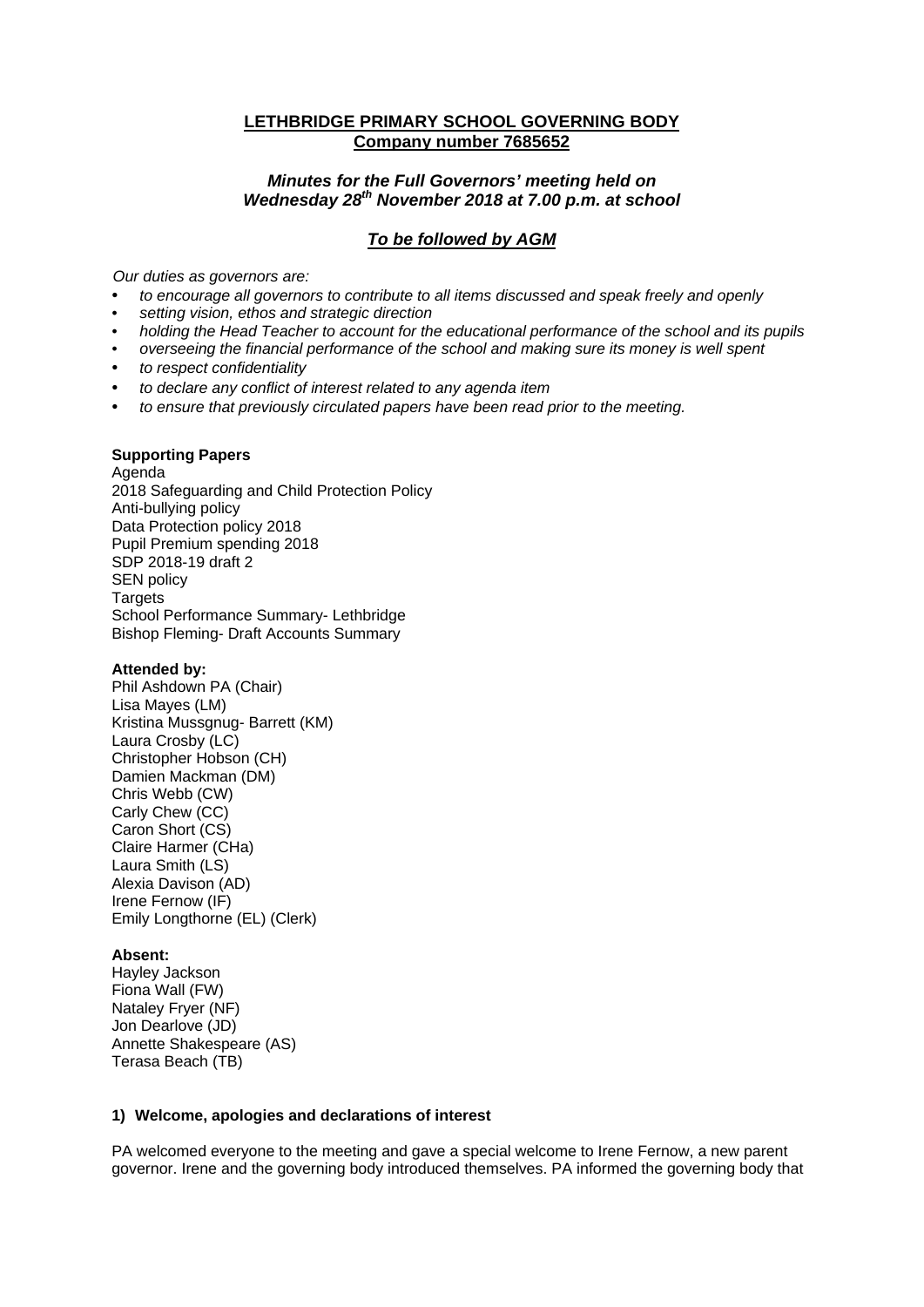**LETHBRIDGE PRIMARY SCHOOL GOVERNING BODY**
**Company number 7685652**

***Minutes for the Full Governors' meeting held on Wednesday 28th November 2018 at 7.00 p.m. at school***

***To be followed by AGM***

*Our duties as governors are:*

- *to encourage all governors to contribute to all items discussed and speak freely and openly*
- *setting vision, ethos and strategic direction*
- *holding the Head Teacher to account for the educational performance of the school and its pupils*
- *overseeing the financial performance of the school and making sure its money is well spent*
- *to respect confidentiality*
- *to declare any conflict of interest related to any agenda item*
- *to ensure that previously circulated papers have been read prior to the meeting.*

**Supporting Papers**

Agenda
2018 Safeguarding and Child Protection Policy
Anti-bullying policy
Data Protection policy 2018
Pupil Premium spending 2018
SDP 2018-19 draft 2
SEN policy
Targets
School Performance Summary- Lethbridge
Bishop Fleming- Draft Accounts Summary

**Attended by:**

Phil Ashdown PA (Chair)
Lisa Mayes (LM)
Kristina Mussgnug- Barrett (KM)
Laura Crosby (LC)
Christopher Hobson (CH)
Damien Mackman (DM)
Chris Webb (CW)
Carly Chew (CC)
Caron Short (CS)
Claire Harmer (CHa)
Laura Smith (LS)
Alexia Davison (AD)
Irene Fernow (IF)
Emily Longthorne (EL) (Clerk)

**Absent:**

Hayley Jackson
Fiona Wall (FW)
Nataley Fryer (NF)
Jon Dearlove (JD)
Annette Shakespeare (AS)
Terasa Beach (TB)

**1) Welcome, apologies and declarations of interest**

PA welcomed everyone to the meeting and gave a special welcome to Irene Fernow, a new parent governor. Irene and the governing body introduced themselves. PA informed the governing body that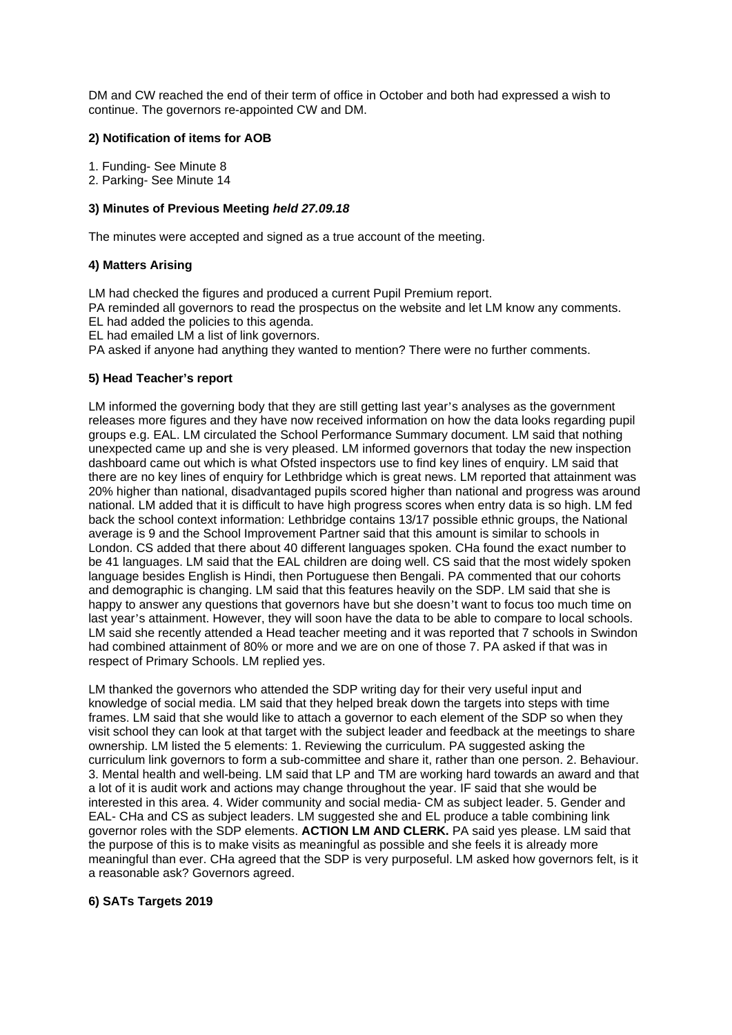DM and CW reached the end of their term of office in October and both had expressed a wish to continue. The governors re-appointed CW and DM.

### 2) Notification of items for AOB

1. Funding- See Minute 8
2. Parking- See Minute 14

### 3) Minutes of Previous Meeting ***held 27.09.18***

The minutes were accepted and signed as a true account of the meeting.

### 4) Matters Arising

LM had checked the figures and produced a current Pupil Premium report.
PA reminded all governors to read the prospectus on the website and let LM know any comments.
EL had added the policies to this agenda.
EL had emailed LM a list of link governors.
PA asked if anyone had anything they wanted to mention? There were no further comments.

### 5) Head Teacher's report

LM informed the governing body that they are still getting last year's analyses as the government releases more figures and they have now received information on how the data looks regarding pupil groups e.g. EAL. LM circulated the School Performance Summary document. LM said that nothing unexpected came up and she is very pleased. LM informed governors that today the new inspection dashboard came out which is what Ofsted inspectors use to find key lines of enquiry. LM said that there are no key lines of enquiry for Lethbridge which is great news. LM reported that attainment was 20% higher than national, disadvantaged pupils scored higher than national and progress was around national. LM added that it is difficult to have high progress scores when entry data is so high. LM fed back the school context information: Lethbridge contains 13/17 possible ethnic groups, the National average is 9 and the School Improvement Partner said that this amount is similar to schools in London. CS added that there about 40 different languages spoken. CHa found the exact number to be 41 languages. LM said that the EAL children are doing well. CS said that the most widely spoken language besides English is Hindi, then Portuguese then Bengali. PA commented that our cohorts and demographic is changing. LM said that this features heavily on the SDP. LM said that she is happy to answer any questions that governors have but she doesn't want to focus too much time on last year's attainment. However, they will soon have the data to be able to compare to local schools. LM said she recently attended a Head teacher meeting and it was reported that 7 schools in Swindon had combined attainment of 80% or more and we are on one of those 7. PA asked if that was in respect of Primary Schools. LM replied yes.

LM thanked the governors who attended the SDP writing day for their very useful input and knowledge of social media. LM said that they helped break down the targets into steps with time frames. LM said that she would like to attach a governor to each element of the SDP so when they visit school they can look at that target with the subject leader and feedback at the meetings to share ownership. LM listed the 5 elements: 1. Reviewing the curriculum. PA suggested asking the curriculum link governors to form a sub-committee and share it, rather than one person. 2. Behaviour. 3. Mental health and well-being. LM said that LP and TM are working hard towards an award and that a lot of it is audit work and actions may change throughout the year. IF said that she would be interested in this area. 4. Wider community and social media- CM as subject leader. 5. Gender and EAL- CHa and CS as subject leaders. LM suggested she and EL produce a table combining link governor roles with the SDP elements. **ACTION LM AND CLERK.** PA said yes please. LM said that the purpose of this is to make visits as meaningful as possible and she feels it is already more meaningful than ever. CHa agreed that the SDP is very purposeful. LM asked how governors felt, is it a reasonable ask? Governors agreed.

### 6) SATs Targets 2019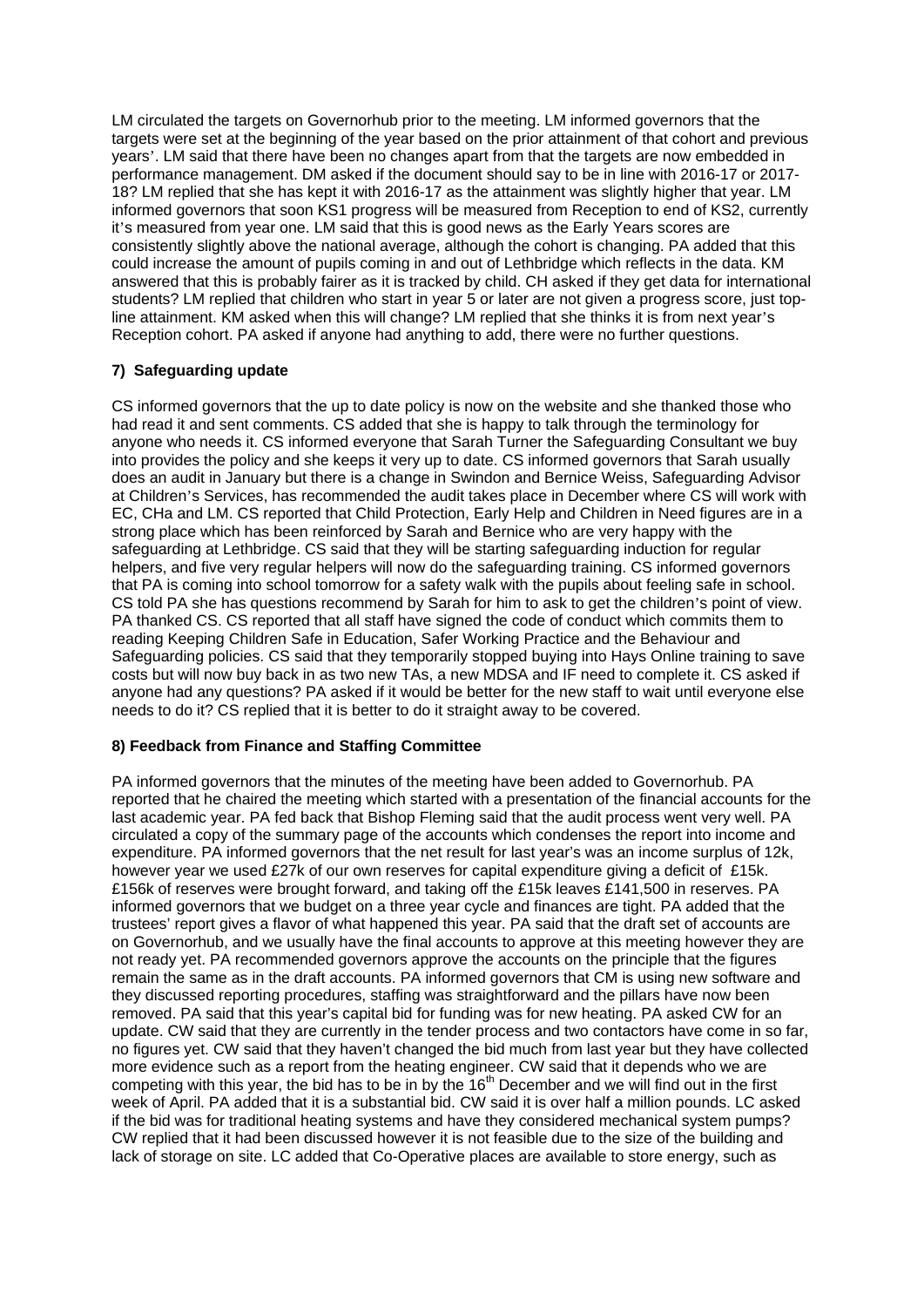LM circulated the targets on Governorhub prior to the meeting. LM informed governors that the targets were set at the beginning of the year based on the prior attainment of that cohort and previous years'. LM said that there have been no changes apart from that the targets are now embedded in performance management. DM asked if the document should say to be in line with 2016-17 or 2017-18? LM replied that she has kept it with 2016-17 as the attainment was slightly higher that year. LM informed governors that soon KS1 progress will be measured from Reception to end of KS2, currently it's measured from year one. LM said that this is good news as the Early Years scores are consistently slightly above the national average, although the cohort is changing. PA added that this could increase the amount of pupils coming in and out of Lethbridge which reflects in the data. KM answered that this is probably fairer as it is tracked by child. CH asked if they get data for international students? LM replied that children who start in year 5 or later are not given a progress score, just top-line attainment. KM asked when this will change? LM replied that she thinks it is from next year's Reception cohort. PA asked if anyone had anything to add, there were no further questions.

### 7) Safeguarding update

CS informed governors that the up to date policy is now on the website and she thanked those who had read it and sent comments. CS added that she is happy to talk through the terminology for anyone who needs it. CS informed everyone that Sarah Turner the Safeguarding Consultant we buy into provides the policy and she keeps it very up to date. CS informed governors that Sarah usually does an audit in January but there is a change in Swindon and Bernice Weiss, Safeguarding Advisor at Children's Services, has recommended the audit takes place in December where CS will work with EC, CHa and LM. CS reported that Child Protection, Early Help and Children in Need figures are in a strong place which has been reinforced by Sarah and Bernice who are very happy with the safeguarding at Lethbridge. CS said that they will be starting safeguarding induction for regular helpers, and five very regular helpers will now do the safeguarding training. CS informed governors that PA is coming into school tomorrow for a safety walk with the pupils about feeling safe in school. CS told PA she has questions recommend by Sarah for him to ask to get the children's point of view. PA thanked CS. CS reported that all staff have signed the code of conduct which commits them to reading Keeping Children Safe in Education, Safer Working Practice and the Behaviour and Safeguarding policies. CS said that they temporarily stopped buying into Hays Online training to save costs but will now buy back in as two new TAs, a new MDSA and IF need to complete it. CS asked if anyone had any questions? PA asked if it would be better for the new staff to wait until everyone else needs to do it? CS replied that it is better to do it straight away to be covered.

### 8) Feedback from Finance and Staffing Committee

PA informed governors that the minutes of the meeting have been added to Governorhub. PA reported that he chaired the meeting which started with a presentation of the financial accounts for the last academic year. PA fed back that Bishop Fleming said that the audit process went very well. PA circulated a copy of the summary page of the accounts which condenses the report into income and expenditure. PA informed governors that the net result for last year's was an income surplus of 12k, however year we used £27k of our own reserves for capital expenditure giving a deficit of £15k. £156k of reserves were brought forward, and taking off the £15k leaves £141,500 in reserves. PA informed governors that we budget on a three year cycle and finances are tight. PA added that the trustees' report gives a flavor of what happened this year. PA said that the draft set of accounts are on Governorhub, and we usually have the final accounts to approve at this meeting however they are not ready yet. PA recommended governors approve the accounts on the principle that the figures remain the same as in the draft accounts. PA informed governors that CM is using new software and they discussed reporting procedures, staffing was straightforward and the pillars have now been removed. PA said that this year's capital bid for funding was for new heating. PA asked CW for an update. CW said that they are currently in the tender process and two contactors have come in so far, no figures yet. CW said that they haven't changed the bid much from last year but they have collected more evidence such as a report from the heating engineer. CW said that it depends who we are competing with this year, the bid has to be in by the 16th December and we will find out in the first week of April. PA added that it is a substantial bid. CW said it is over half a million pounds. LC asked if the bid was for traditional heating systems and have they considered mechanical system pumps? CW replied that it had been discussed however it is not feasible due to the size of the building and lack of storage on site. LC added that Co-Operative places are available to store energy, such as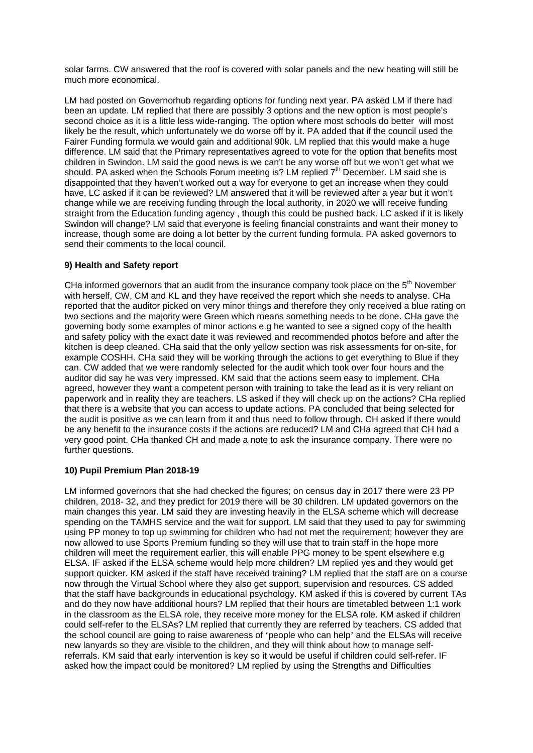solar farms. CW answered that the roof is covered with solar panels and the new heating will still be much more economical.

LM had posted on Governorhub regarding options for funding next year. PA asked LM if there had been an update. LM replied that there are possibly 3 options and the new option is most people's second choice as it is a little less wide-ranging. The option where most schools do better will most likely be the result, which unfortunately we do worse off by it. PA added that if the council used the Fairer Funding formula we would gain and additional 90k. LM replied that this would make a huge difference. LM said that the Primary representatives agreed to vote for the option that benefits most children in Swindon. LM said the good news is we can't be any worse off but we won't get what we should. PA asked when the Schools Forum meeting is? LM replied 7th December. LM said she is disappointed that they haven't worked out a way for everyone to get an increase when they could have. LC asked if it can be reviewed? LM answered that it will be reviewed after a year but it won't change while we are receiving funding through the local authority, in 2020 we will receive funding straight from the Education funding agency , though this could be pushed back. LC asked if it is likely Swindon will change? LM said that everyone is feeling financial constraints and want their money to increase, though some are doing a lot better by the current funding formula. PA asked governors to send their comments to the local council.

**9) Health and Safety report**

CHa informed governors that an audit from the insurance company took place on the 5th November with herself, CW, CM and KL and they have received the report which she needs to analyse. CHa reported that the auditor picked on very minor things and therefore they only received a blue rating on two sections and the majority were Green which means something needs to be done. CHa gave the governing body some examples of minor actions e.g he wanted to see a signed copy of the health and safety policy with the exact date it was reviewed and recommended photos before and after the kitchen is deep cleaned. CHa said that the only yellow section was risk assessments for on-site, for example COSHH. CHa said they will be working through the actions to get everything to Blue if they can. CW added that we were randomly selected for the audit which took over four hours and the auditor did say he was very impressed. KM said that the actions seem easy to implement. CHa agreed, however they want a competent person with training to take the lead as it is very reliant on paperwork and in reality they are teachers. LS asked if they will check up on the actions? CHa replied that there is a website that you can access to update actions. PA concluded that being selected for the audit is positive as we can learn from it and thus need to follow through. CH asked if there would be any benefit to the insurance costs if the actions are reduced? LM and CHa agreed that CH had a very good point. CHa thanked CH and made a note to ask the insurance company. There were no further questions.

**10) Pupil Premium Plan 2018-19**

LM informed governors that she had checked the figures; on census day in 2017 there were 23 PP children, 2018- 32, and they predict for 2019 there will be 30 children. LM updated governors on the main changes this year. LM said they are investing heavily in the ELSA scheme which will decrease spending on the TAMHS service and the wait for support. LM said that they used to pay for swimming using PP money to top up swimming for children who had not met the requirement; however they are now allowed to use Sports Premium funding so they will use that to train staff in the hope more children will meet the requirement earlier, this will enable PPG money to be spent elsewhere e.g ELSA. IF asked if the ELSA scheme would help more children? LM replied yes and they would get support quicker. KM asked if the staff have received training? LM replied that the staff are on a course now through the Virtual School where they also get support, supervision and resources. CS added that the staff have backgrounds in educational psychology. KM asked if this is covered by current TAs and do they now have additional hours? LM replied that their hours are timetabled between 1:1 work in the classroom as the ELSA role, they receive more money for the ELSA role. KM asked if children could self-refer to the ELSAs? LM replied that currently they are referred by teachers. CS added that the school council are going to raise awareness of 'people who can help' and the ELSAs will receive new lanyards so they are visible to the children, and they will think about how to manage self-referrals. KM said that early intervention is key so it would be useful if children could self-refer. IF asked how the impact could be monitored? LM replied by using the Strengths and Difficulties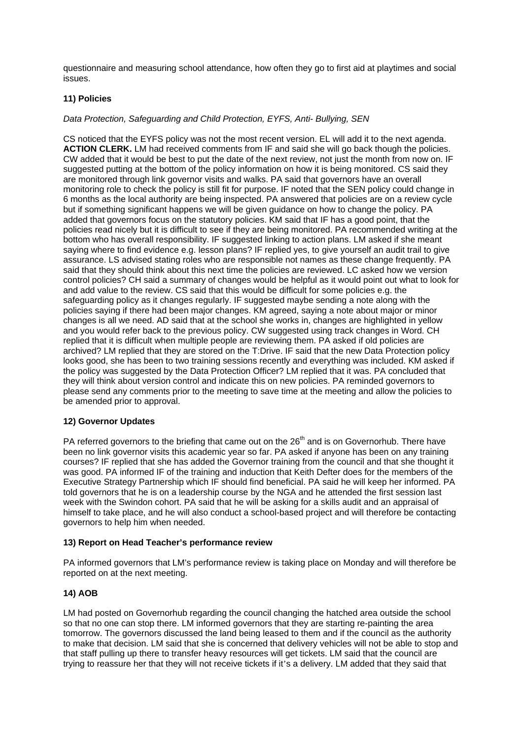questionnaire and measuring school attendance, how often they go to first aid at playtimes and social issues.

### 11) Policies

*Data Protection, Safeguarding and Child Protection, EYFS, Anti- Bullying, SEN*

CS noticed that the EYFS policy was not the most recent version. EL will add it to the next agenda. **ACTION CLERK.** LM had received comments from IF and said she will go back though the policies. CW added that it would be best to put the date of the next review, not just the month from now on. IF suggested putting at the bottom of the policy information on how it is being monitored. CS said they are monitored through link governor visits and walks. PA said that governors have an overall monitoring role to check the policy is still fit for purpose. IF noted that the SEN policy could change in 6 months as the local authority are being inspected. PA answered that policies are on a review cycle but if something significant happens we will be given guidance on how to change the policy. PA added that governors focus on the statutory policies. KM said that IF has a good point, that the policies read nicely but it is difficult to see if they are being monitored. PA recommended writing at the bottom who has overall responsibility. IF suggested linking to action plans. LM asked if she meant saying where to find evidence e.g. lesson plans? IF replied yes, to give yourself an audit trail to give assurance. LS advised stating roles who are responsible not names as these change frequently. PA said that they should think about this next time the policies are reviewed. LC asked how we version control policies? CH said a summary of changes would be helpful as it would point out what to look for and add value to the review. CS said that this would be difficult for some policies e.g. the safeguarding policy as it changes regularly. IF suggested maybe sending a note along with the policies saying if there had been major changes. KM agreed, saying a note about major or minor changes is all we need. AD said that at the school she works in, changes are highlighted in yellow and you would refer back to the previous policy. CW suggested using track changes in Word. CH replied that it is difficult when multiple people are reviewing them. PA asked if old policies are archived? LM replied that they are stored on the T:Drive. IF said that the new Data Protection policy looks good, she has been to two training sessions recently and everything was included. KM asked if the policy was suggested by the Data Protection Officer? LM replied that it was. PA concluded that they will think about version control and indicate this on new policies. PA reminded governors to please send any comments prior to the meeting to save time at the meeting and allow the policies to be amended prior to approval.

### 12) Governor Updates

PA referred governors to the briefing that came out on the 26th and is on Governorhub. There have been no link governor visits this academic year so far. PA asked if anyone has been on any training courses? IF replied that she has added the Governor training from the council and that she thought it was good. PA informed IF of the training and induction that Keith Defter does for the members of the Executive Strategy Partnership which IF should find beneficial. PA said he will keep her informed. PA told governors that he is on a leadership course by the NGA and he attended the first session last week with the Swindon cohort. PA said that he will be asking for a skills audit and an appraisal of himself to take place, and he will also conduct a school-based project and will therefore be contacting governors to help him when needed.

### 13) Report on Head Teacher's performance review

PA informed governors that LM's performance review is taking place on Monday and will therefore be reported on at the next meeting.

### 14) AOB

LM had posted on Governorhub regarding the council changing the hatched area outside the school so that no one can stop there. LM informed governors that they are starting re-painting the area tomorrow. The governors discussed the land being leased to them and if the council as the authority to make that decision. LM said that she is concerned that delivery vehicles will not be able to stop and that staff pulling up there to transfer heavy resources will get tickets. LM said that the council are trying to reassure her that they will not receive tickets if it's a delivery. LM added that they said that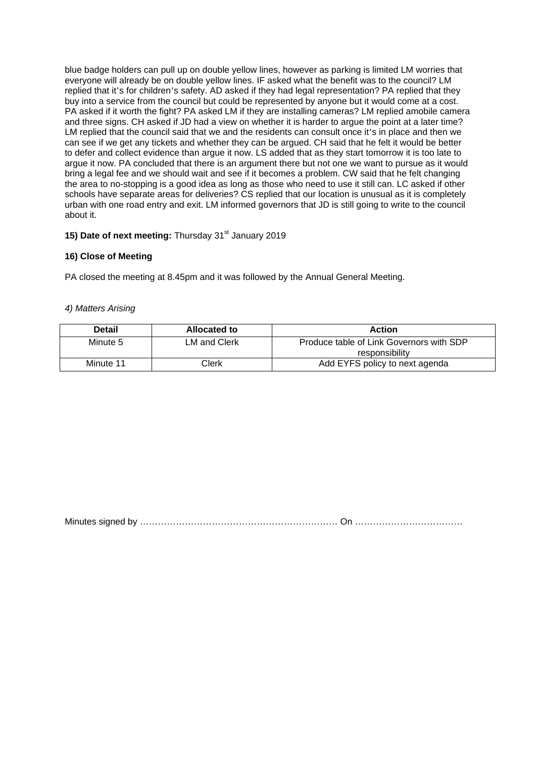blue badge holders can pull up on double yellow lines, however as parking is limited LM worries that everyone will already be on double yellow lines. IF asked what the benefit was to the council? LM replied that it's for children's safety. AD asked if they had legal representation? PA replied that they buy into a service from the council but could be represented by anyone but it would come at a cost. PA asked if it worth the fight? PA asked LM if they are installing cameras? LM replied amobile camera and three signs. CH asked if JD had a view on whether it is harder to argue the point at a later time? LM replied that the council said that we and the residents can consult once it's in place and then we can see if we get any tickets and whether they can be argued. CH said that he felt it would be better to defer and collect evidence than argue it now. LS added that as they start tomorrow it is too late to argue it now. PA concluded that there is an argument there but not one we want to pursue as it would bring a legal fee and we should wait and see if it becomes a problem. CW said that he felt changing the area to no-stopping is a good idea as long as those who need to use it still can. LC asked if other schools have separate areas for deliveries? CS replied that our location is unusual as it is completely urban with one road entry and exit. LM informed governors that JD is still going to write to the council about it.

**15) Date of next meeting:** Thursday 31st January 2019

**16) Close of Meeting**

PA closed the meeting at 8.45pm and it was followed by the Annual General Meeting.

*4) Matters Arising*

| Detail | Allocated to | Action |
|---|---|---|
| Minute 5 | LM and Clerk | Produce table of Link Governors with SDP responsibility |
| Minute 11 | Clerk | Add EYFS policy to next agenda |

Minutes signed by ………………………………………………………… On ………………………………